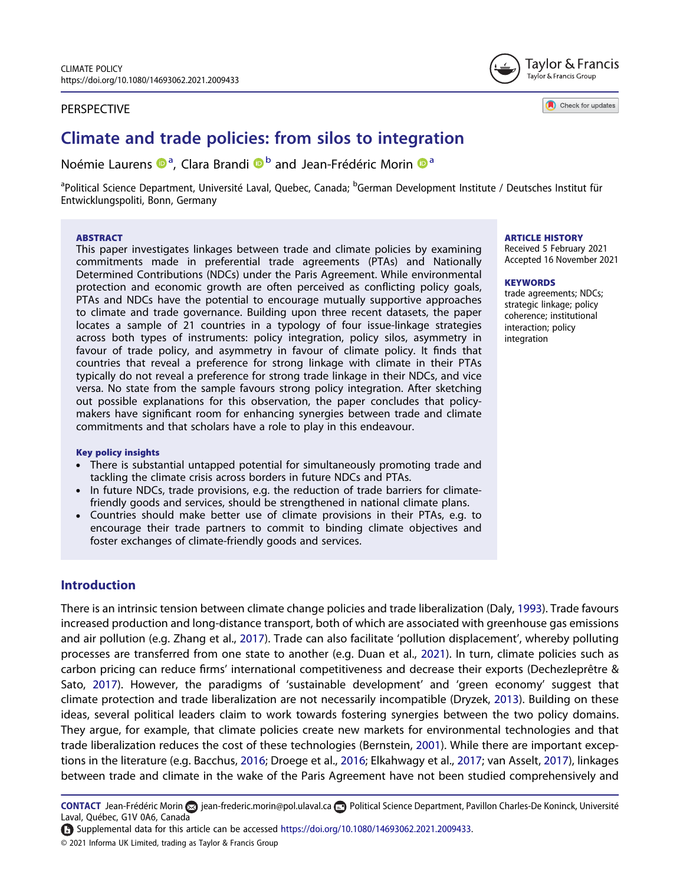PERSPECTIVE

# Climate and trade policies: from silos to integration

Noémie Laurens[a], Clara Brandi[b] and Jean-Frédéric Morin[a]

[a]Political Science Department, Université Laval, Quebec, Canada; [b]German Development Institute / Deutsches Institut für Entwicklungspoliti, Bonn, Germany

**ABSTRACT**

This paper investigates linkages between trade and climate policies by examining commitments made in preferential trade agreements (PTAs) and Nationally Determined Contributions (NDCs) under the Paris Agreement. While environmental protection and economic growth are often perceived as conflicting policy goals, PTAs and NDCs have the potential to encourage mutually supportive approaches to climate and trade governance. Building upon three recent datasets, the paper locates a sample of 21 countries in a typology of four issue-linkage strategies across both types of instruments: policy integration, policy silos, asymmetry in favour of trade policy, and asymmetry in favour of climate policy. It finds that countries that reveal a preference for strong linkage with climate in their PTAs typically do not reveal a preference for strong trade linkage in their NDCs, and vice versa. No state from the sample favours strong policy integration. After sketching out possible explanations for this observation, the paper concludes that policy-makers have significant room for enhancing synergies between trade and climate commitments and that scholars have a role to play in this endeavour.

**ARTICLE HISTORY**

Received 5 February 2021
Accepted 16 November 2021

**KEYWORDS**

trade agreements; NDCs; strategic linkage; policy coherence; institutional interaction; policy integration

**Key policy insights**

- There is substantial untapped potential for simultaneously promoting trade and tackling the climate crisis across borders in future NDCs and PTAs.
- In future NDCs, trade provisions, e.g. the reduction of trade barriers for climate-friendly goods and services, should be strengthened in national climate plans.
- Countries should make better use of climate provisions in their PTAs, e.g. to encourage their trade partners to commit to binding climate objectives and foster exchanges of climate-friendly goods and services.

## Introduction

There is an intrinsic tension between climate change policies and trade liberalization (Daly, 1993). Trade favours increased production and long-distance transport, both of which are associated with greenhouse gas emissions and air pollution (e.g. Zhang et al., 2017). Trade can also facilitate 'pollution displacement', whereby polluting processes are transferred from one state to another (e.g. Duan et al., 2021). In turn, climate policies such as carbon pricing can reduce firms' international competitiveness and decrease their exports (Dechezleprêtre & Sato, 2017). However, the paradigms of 'sustainable development' and 'green economy' suggest that climate protection and trade liberalization are not necessarily incompatible (Dryzek, 2013). Building on these ideas, several political leaders claim to work towards fostering synergies between the two policy domains. They argue, for example, that climate policies create new markets for environmental technologies and that trade liberalization reduces the cost of these technologies (Bernstein, 2001). While there are important exceptions in the literature (e.g. Bacchus, 2016; Droege et al., 2016; Elkahwagy et al., 2017; van Asselt, 2017), linkages between trade and climate in the wake of the Paris Agreement have not been studied comprehensively and

**CONTACT** Jean-Frédéric Morin jean-frederic.morin@pol.ulaval.ca Political Science Department, Pavillon Charles-De Koninck, Université Laval, Québec, G1V 0A6, Canada

Supplemental data for this article can be accessed https://doi.org/10.1080/14693062.2021.2009433.

© 2021 Informa UK Limited, trading as Taylor & Francis Group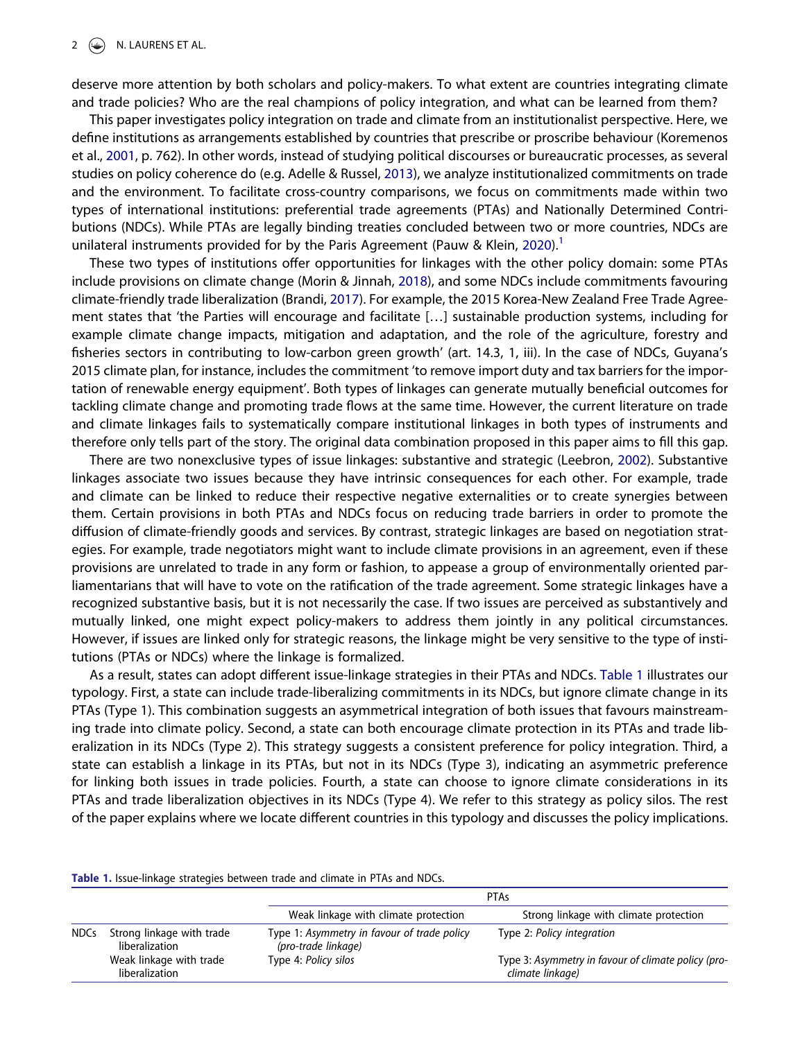deserve more attention by both scholars and policy-makers. To what extent are countries integrating climate and trade policies? Who are the real champions of policy integration, and what can be learned from them?

This paper investigates policy integration on trade and climate from an institutionalist perspective. Here, we define institutions as arrangements established by countries that prescribe or proscribe behaviour (Koremenos et al., 2001, p. 762). In other words, instead of studying political discourses or bureaucratic processes, as several studies on policy coherence do (e.g. Adelle & Russel, 2013), we analyze institutionalized commitments on trade and the environment. To facilitate cross-country comparisons, we focus on commitments made within two types of international institutions: preferential trade agreements (PTAs) and Nationally Determined Contributions (NDCs). While PTAs are legally binding treaties concluded between two or more countries, NDCs are unilateral instruments provided for by the Paris Agreement (Pauw & Klein, 2020).[1]

These two types of institutions offer opportunities for linkages with the other policy domain: some PTAs include provisions on climate change (Morin & Jinnah, 2018), and some NDCs include commitments favouring climate-friendly trade liberalization (Brandi, 2017). For example, the 2015 Korea-New Zealand Free Trade Agreement states that 'the Parties will encourage and facilitate […] sustainable production systems, including for example climate change impacts, mitigation and adaptation, and the role of the agriculture, forestry and fisheries sectors in contributing to low-carbon green growth' (art. 14.3, 1, iii). In the case of NDCs, Guyana's 2015 climate plan, for instance, includes the commitment 'to remove import duty and tax barriers for the importation of renewable energy equipment'. Both types of linkages can generate mutually beneficial outcomes for tackling climate change and promoting trade flows at the same time. However, the current literature on trade and climate linkages fails to systematically compare institutional linkages in both types of instruments and therefore only tells part of the story. The original data combination proposed in this paper aims to fill this gap.

There are two nonexclusive types of issue linkages: substantive and strategic (Leebron, 2002). Substantive linkages associate two issues because they have intrinsic consequences for each other. For example, trade and climate can be linked to reduce their respective negative externalities or to create synergies between them. Certain provisions in both PTAs and NDCs focus on reducing trade barriers in order to promote the diffusion of climate-friendly goods and services. By contrast, strategic linkages are based on negotiation strategies. For example, trade negotiators might want to include climate provisions in an agreement, even if these provisions are unrelated to trade in any form or fashion, to appease a group of environmentally oriented parliamentarians that will have to vote on the ratification of the trade agreement. Some strategic linkages have a recognized substantive basis, but it is not necessarily the case. If two issues are perceived as substantively and mutually linked, one might expect policy-makers to address them jointly in any political circumstances. However, if issues are linked only for strategic reasons, the linkage might be very sensitive to the type of institutions (PTAs or NDCs) where the linkage is formalized.

As a result, states can adopt different issue-linkage strategies in their PTAs and NDCs. Table 1 illustrates our typology. First, a state can include trade-liberalizing commitments in its NDCs, but ignore climate change in its PTAs (Type 1). This combination suggests an asymmetrical integration of both issues that favours mainstreaming trade into climate policy. Second, a state can both encourage climate protection in its PTAs and trade liberalization in its NDCs (Type 2). This strategy suggests a consistent preference for policy integration. Third, a state can establish a linkage in its PTAs, but not in its NDCs (Type 3), indicating an asymmetric preference for linking both issues in trade policies. Fourth, a state can choose to ignore climate considerations in its PTAs and trade liberalization objectives in its NDCs (Type 4). We refer to this strategy as policy silos. The rest of the paper explains where we locate different countries in this typology and discusses the policy implications.

**Table 1.** Issue-linkage strategies between trade and climate in PTAs and NDCs.

| | | PTAs | |
|---|---|---|---|
| | | Weak linkage with climate protection | Strong linkage with climate protection |
| NDCs | Strong linkage with trade liberalization | Type 1: *Asymmetry in favour of trade policy (pro-trade linkage)* | Type 2: *Policy integration* |
| | Weak linkage with trade liberalization | Type 4: *Policy silos* | Type 3: *Asymmetry in favour of climate policy (pro-climate linkage)* |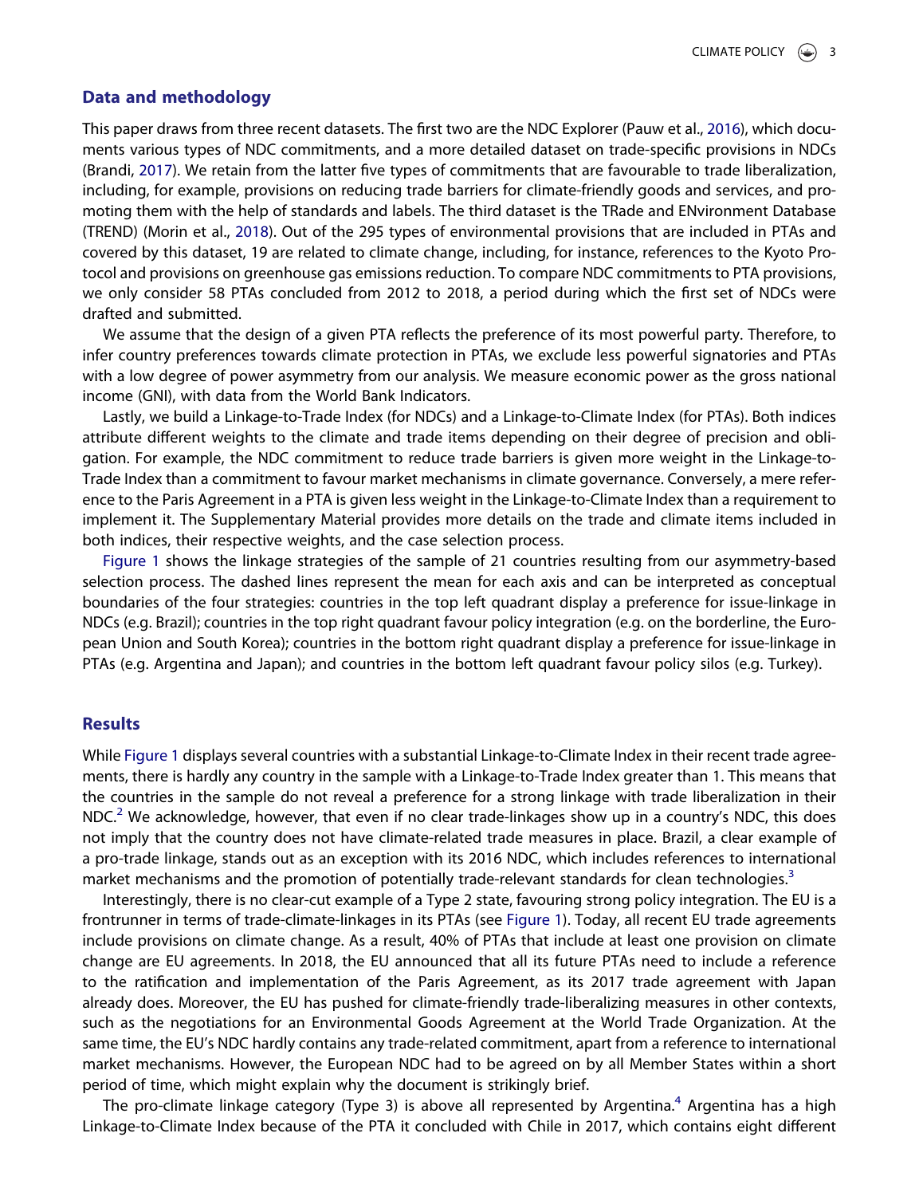## Data and methodology

This paper draws from three recent datasets. The first two are the NDC Explorer (Pauw et al., 2016), which documents various types of NDC commitments, and a more detailed dataset on trade-specific provisions in NDCs (Brandi, 2017). We retain from the latter five types of commitments that are favourable to trade liberalization, including, for example, provisions on reducing trade barriers for climate-friendly goods and services, and promoting them with the help of standards and labels. The third dataset is the TRade and ENvironment Database (TREND) (Morin et al., 2018). Out of the 295 types of environmental provisions that are included in PTAs and covered by this dataset, 19 are related to climate change, including, for instance, references to the Kyoto Protocol and provisions on greenhouse gas emissions reduction. To compare NDC commitments to PTA provisions, we only consider 58 PTAs concluded from 2012 to 2018, a period during which the first set of NDCs were drafted and submitted.

We assume that the design of a given PTA reflects the preference of its most powerful party. Therefore, to infer country preferences towards climate protection in PTAs, we exclude less powerful signatories and PTAs with a low degree of power asymmetry from our analysis. We measure economic power as the gross national income (GNI), with data from the World Bank Indicators.

Lastly, we build a Linkage-to-Trade Index (for NDCs) and a Linkage-to-Climate Index (for PTAs). Both indices attribute different weights to the climate and trade items depending on their degree of precision and obligation. For example, the NDC commitment to reduce trade barriers is given more weight in the Linkage-to-Trade Index than a commitment to favour market mechanisms in climate governance. Conversely, a mere reference to the Paris Agreement in a PTA is given less weight in the Linkage-to-Climate Index than a requirement to implement it. The Supplementary Material provides more details on the trade and climate items included in both indices, their respective weights, and the case selection process.

Figure 1 shows the linkage strategies of the sample of 21 countries resulting from our asymmetry-based selection process. The dashed lines represent the mean for each axis and can be interpreted as conceptual boundaries of the four strategies: countries in the top left quadrant display a preference for issue-linkage in NDCs (e.g. Brazil); countries in the top right quadrant favour policy integration (e.g. on the borderline, the European Union and South Korea); countries in the bottom right quadrant display a preference for issue-linkage in PTAs (e.g. Argentina and Japan); and countries in the bottom left quadrant favour policy silos (e.g. Turkey).

## Results

While Figure 1 displays several countries with a substantial Linkage-to-Climate Index in their recent trade agreements, there is hardly any country in the sample with a Linkage-to-Trade Index greater than 1. This means that the countries in the sample do not reveal a preference for a strong linkage with trade liberalization in their NDC.[2] We acknowledge, however, that even if no clear trade-linkages show up in a country's NDC, this does not imply that the country does not have climate-related trade measures in place. Brazil, a clear example of a pro-trade linkage, stands out as an exception with its 2016 NDC, which includes references to international market mechanisms and the promotion of potentially trade-relevant standards for clean technologies.[3]

Interestingly, there is no clear-cut example of a Type 2 state, favouring strong policy integration. The EU is a frontrunner in terms of trade-climate-linkages in its PTAs (see Figure 1). Today, all recent EU trade agreements include provisions on climate change. As a result, 40% of PTAs that include at least one provision on climate change are EU agreements. In 2018, the EU announced that all its future PTAs need to include a reference to the ratification and implementation of the Paris Agreement, as its 2017 trade agreement with Japan already does. Moreover, the EU has pushed for climate-friendly trade-liberalizing measures in other contexts, such as the negotiations for an Environmental Goods Agreement at the World Trade Organization. At the same time, the EU's NDC hardly contains any trade-related commitment, apart from a reference to international market mechanisms. However, the European NDC had to be agreed on by all Member States within a short period of time, which might explain why the document is strikingly brief.

The pro-climate linkage category (Type 3) is above all represented by Argentina.[4] Argentina has a high Linkage-to-Climate Index because of the PTA it concluded with Chile in 2017, which contains eight different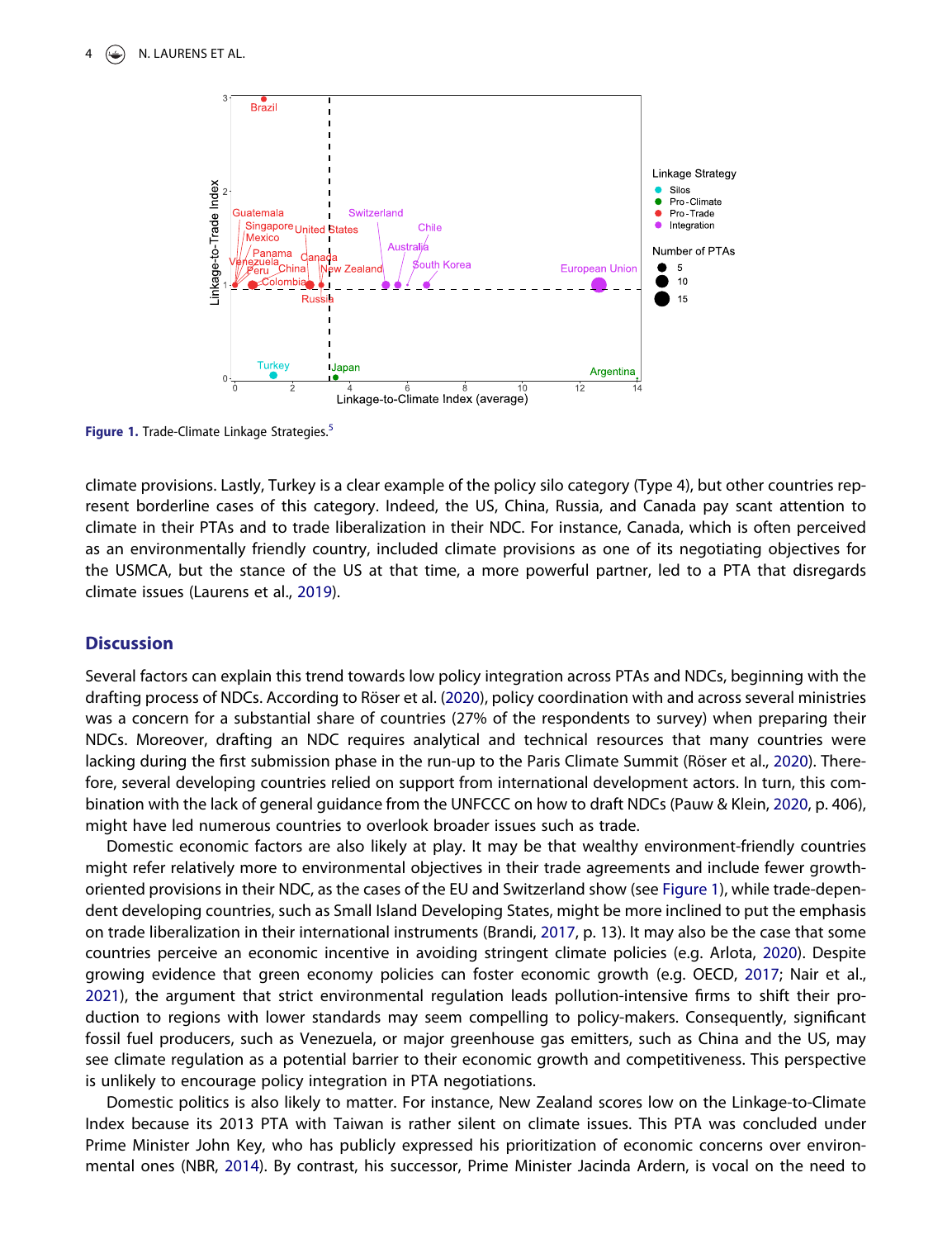Figure 1. Trade-Climate Linkage Strategies.[5]

climate provisions. Lastly, Turkey is a clear example of the policy silo category (Type 4), but other countries represent borderline cases of this category. Indeed, the US, China, Russia, and Canada pay scant attention to climate in their PTAs and to trade liberalization in their NDC. For instance, Canada, which is often perceived as an environmentally friendly country, included climate provisions as one of its negotiating objectives for the USMCA, but the stance of the US at that time, a more powerful partner, led to a PTA that disregards climate issues (Laurens et al., 2019).

## Discussion

Several factors can explain this trend towards low policy integration across PTAs and NDCs, beginning with the drafting process of NDCs. According to Röser et al. (2020), policy coordination with and across several ministries was a concern for a substantial share of countries (27% of the respondents to survey) when preparing their NDCs. Moreover, drafting an NDC requires analytical and technical resources that many countries were lacking during the first submission phase in the run-up to the Paris Climate Summit (Röser et al., 2020). Therefore, several developing countries relied on support from international development actors. In turn, this combination with the lack of general guidance from the UNFCCC on how to draft NDCs (Pauw & Klein, 2020, p. 406), might have led numerous countries to overlook broader issues such as trade.

Domestic economic factors are also likely at play. It may be that wealthy environment-friendly countries might refer relatively more to environmental objectives in their trade agreements and include fewer growth-oriented provisions in their NDC, as the cases of the EU and Switzerland show (see Figure 1), while trade-dependent developing countries, such as Small Island Developing States, might be more inclined to put the emphasis on trade liberalization in their international instruments (Brandi, 2017, p. 13). It may also be the case that some countries perceive an economic incentive in avoiding stringent climate policies (e.g. Arlota, 2020). Despite growing evidence that green economy policies can foster economic growth (e.g. OECD, 2017; Nair et al., 2021), the argument that strict environmental regulation leads pollution-intensive firms to shift their production to regions with lower standards may seem compelling to policy-makers. Consequently, significant fossil fuel producers, such as Venezuela, or major greenhouse gas emitters, such as China and the US, may see climate regulation as a potential barrier to their economic growth and competitiveness. This perspective is unlikely to encourage policy integration in PTA negotiations.

Domestic politics is also likely to matter. For instance, New Zealand scores low on the Linkage-to-Climate Index because its 2013 PTA with Taiwan is rather silent on climate issues. This PTA was concluded under Prime Minister John Key, who has publicly expressed his prioritization of economic concerns over environmental ones (NBR, 2014). By contrast, his successor, Prime Minister Jacinda Ardern, is vocal on the need to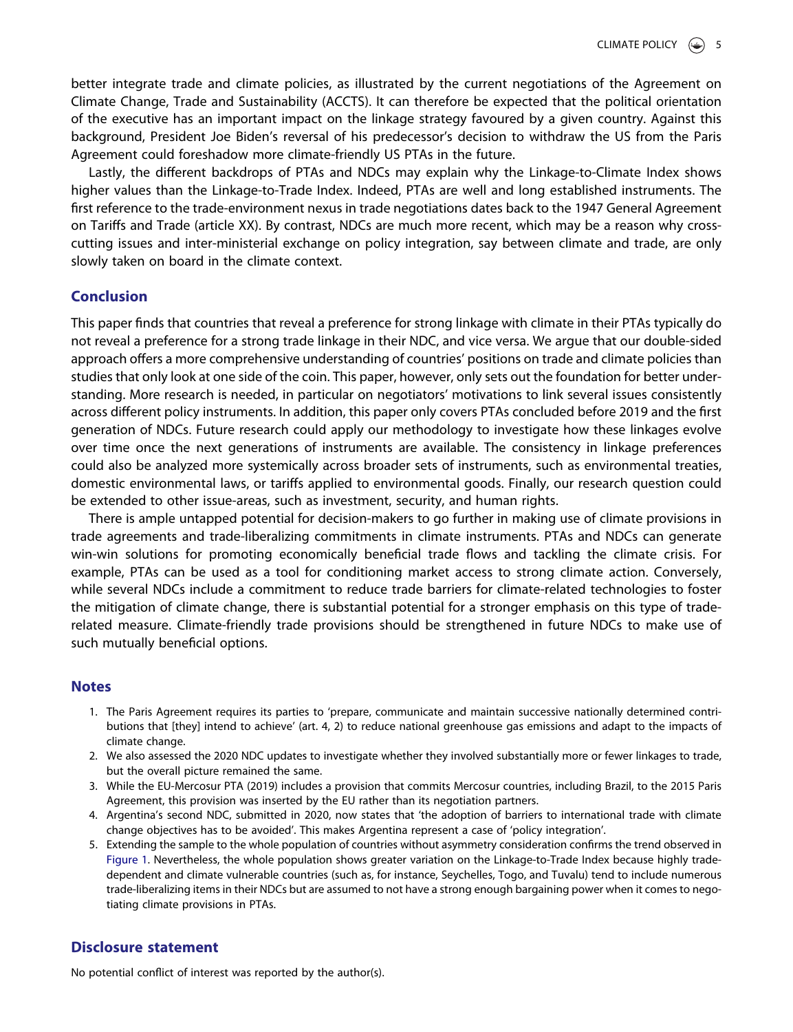better integrate trade and climate policies, as illustrated by the current negotiations of the Agreement on Climate Change, Trade and Sustainability (ACCTS). It can therefore be expected that the political orientation of the executive has an important impact on the linkage strategy favoured by a given country. Against this background, President Joe Biden's reversal of his predecessor's decision to withdraw the US from the Paris Agreement could foreshadow more climate-friendly US PTAs in the future.

Lastly, the different backdrops of PTAs and NDCs may explain why the Linkage-to-Climate Index shows higher values than the Linkage-to-Trade Index. Indeed, PTAs are well and long established instruments. The first reference to the trade-environment nexus in trade negotiations dates back to the 1947 General Agreement on Tariffs and Trade (article XX). By contrast, NDCs are much more recent, which may be a reason why cross-cutting issues and inter-ministerial exchange on policy integration, say between climate and trade, are only slowly taken on board in the climate context.

## Conclusion

This paper finds that countries that reveal a preference for strong linkage with climate in their PTAs typically do not reveal a preference for a strong trade linkage in their NDC, and vice versa. We argue that our double-sided approach offers a more comprehensive understanding of countries' positions on trade and climate policies than studies that only look at one side of the coin. This paper, however, only sets out the foundation for better understanding. More research is needed, in particular on negotiators' motivations to link several issues consistently across different policy instruments. In addition, this paper only covers PTAs concluded before 2019 and the first generation of NDCs. Future research could apply our methodology to investigate how these linkages evolve over time once the next generations of instruments are available. The consistency in linkage preferences could also be analyzed more systemically across broader sets of instruments, such as environmental treaties, domestic environmental laws, or tariffs applied to environmental goods. Finally, our research question could be extended to other issue-areas, such as investment, security, and human rights.

There is ample untapped potential for decision-makers to go further in making use of climate provisions in trade agreements and trade-liberalizing commitments in climate instruments. PTAs and NDCs can generate win-win solutions for promoting economically beneficial trade flows and tackling the climate crisis. For example, PTAs can be used as a tool for conditioning market access to strong climate action. Conversely, while several NDCs include a commitment to reduce trade barriers for climate-related technologies to foster the mitigation of climate change, there is substantial potential for a stronger emphasis on this type of trade-related measure. Climate-friendly trade provisions should be strengthened in future NDCs to make use of such mutually beneficial options.

## Notes

1. The Paris Agreement requires its parties to 'prepare, communicate and maintain successive nationally determined contributions that [they] intend to achieve' (art. 4, 2) to reduce national greenhouse gas emissions and adapt to the impacts of climate change.
2. We also assessed the 2020 NDC updates to investigate whether they involved substantially more or fewer linkages to trade, but the overall picture remained the same.
3. While the EU-Mercosur PTA (2019) includes a provision that commits Mercosur countries, including Brazil, to the 2015 Paris Agreement, this provision was inserted by the EU rather than its negotiation partners.
4. Argentina's second NDC, submitted in 2020, now states that 'the adoption of barriers to international trade with climate change objectives has to be avoided'. This makes Argentina represent a case of 'policy integration'.
5. Extending the sample to the whole population of countries without asymmetry consideration confirms the trend observed in Figure 1. Nevertheless, the whole population shows greater variation on the Linkage-to-Trade Index because highly trade-dependent and climate vulnerable countries (such as, for instance, Seychelles, Togo, and Tuvalu) tend to include numerous trade-liberalizing items in their NDCs but are assumed to not have a strong enough bargaining power when it comes to negotiating climate provisions in PTAs.

## Disclosure statement

No potential conflict of interest was reported by the author(s).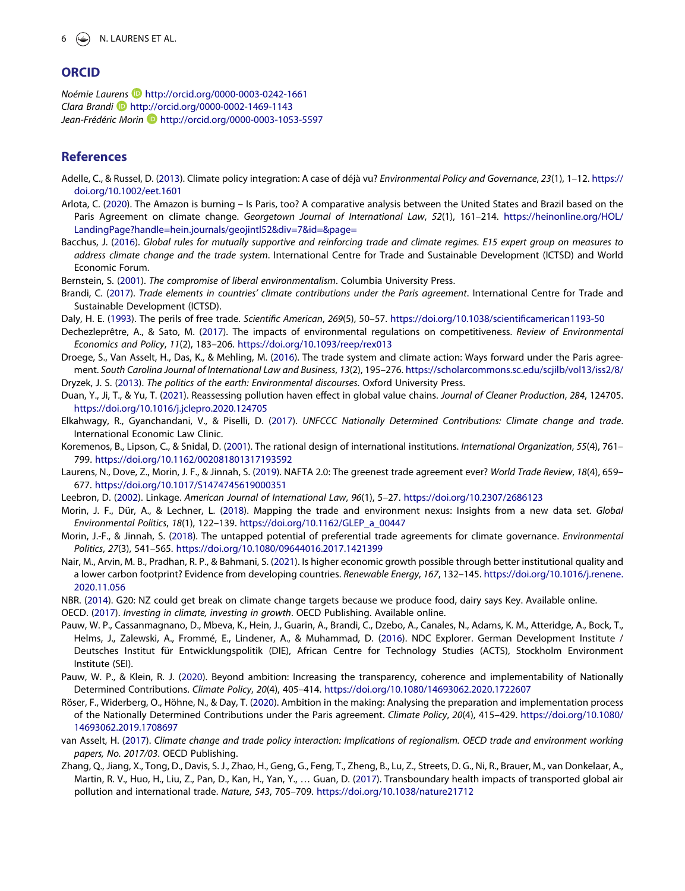## ORCID

*Noémie Laurens* http://orcid.org/0000-0003-0242-1661
*Clara Brandi* http://orcid.org/0000-0002-1469-1143
*Jean-Frédéric Morin* http://orcid.org/0000-0003-1053-5597

## References

Adelle, C., & Russel, D. (2013). Climate policy integration: A case of déjà vu? *Environmental Policy and Governance*, *23*(1), 1–12. https://doi.org/10.1002/eet.1601

Arlota, C. (2020). The Amazon is burning – Is Paris, too? A comparative analysis between the United States and Brazil based on the Paris Agreement on climate change. *Georgetown Journal of International Law*, *52*(1), 161–214. https://heinonline.org/HOL/LandingPage?handle=hein.journals/geojintl52&div=7&id=&page=

Bacchus, J. (2016). *Global rules for mutually supportive and reinforcing trade and climate regimes. E15 expert group on measures to address climate change and the trade system*. International Centre for Trade and Sustainable Development (ICTSD) and World Economic Forum.

Bernstein, S. (2001). *The compromise of liberal environmentalism*. Columbia University Press.

Brandi, C. (2017). *Trade elements in countries' climate contributions under the Paris agreement*. International Centre for Trade and Sustainable Development (ICTSD).

Daly, H. E. (1993). The perils of free trade. *Scientific American*, *269*(5), 50–57. https://doi.org/10.1038/scientificamerican1193-50

Dechezleprêtre, A., & Sato, M. (2017). The impacts of environmental regulations on competitiveness. *Review of Environmental Economics and Policy*, *11*(2), 183–206. https://doi.org/10.1093/reep/rex013

Droege, S., Van Asselt, H., Das, K., & Mehling, M. (2016). The trade system and climate action: Ways forward under the Paris agreement. *South Carolina Journal of International Law and Business*, *13*(2), 195–276. https://scholarcommons.sc.edu/scjilb/vol13/iss2/8/

Dryzek, J. S. (2013). *The politics of the earth: Environmental discourses*. Oxford University Press.

Duan, Y., Ji, T., & Yu, T. (2021). Reassessing pollution haven effect in global value chains. *Journal of Cleaner Production*, *284*, 124705. https://doi.org/10.1016/j.jclepro.2020.124705

Elkahwagy, R., Gyanchandani, V., & Piselli, D. (2017). *UNFCCC Nationally Determined Contributions: Climate change and trade*. International Economic Law Clinic.

Koremenos, B., Lipson, C., & Snidal, D. (2001). The rational design of international institutions. *International Organization*, *55*(4), 761–799. https://doi.org/10.1162/002081801317193592

Laurens, N., Dove, Z., Morin, J. F., & Jinnah, S. (2019). NAFTA 2.0: The greenest trade agreement ever? *World Trade Review*, *18*(4), 659–677. https://doi.org/10.1017/S1474745619000351

Leebron, D. (2002). Linkage. *American Journal of International Law*, *96*(1), 5–27. https://doi.org/10.2307/2686123

Morin, J. F., Dür, A., & Lechner, L. (2018). Mapping the trade and environment nexus: Insights from a new data set. *Global Environmental Politics*, *18*(1), 122–139. https://doi.org/10.1162/GLEP_a_00447

Morin, J.-F., & Jinnah, S. (2018). The untapped potential of preferential trade agreements for climate governance. *Environmental Politics*, *27*(3), 541–565. https://doi.org/10.1080/09644016.2017.1421399

Nair, M., Arvin, M. B., Pradhan, R. P., & Bahmani, S. (2021). Is higher economic growth possible through better institutional quality and a lower carbon footprint? Evidence from developing countries. *Renewable Energy*, *167*, 132–145. https://doi.org/10.1016/j.renene.2020.11.056

NBR. (2014). G20: NZ could get break on climate change targets because we produce food, dairy says Key. Available online.

OECD. (2017). *Investing in climate, investing in growth*. OECD Publishing. Available online.

Pauw, W. P., Cassanmagnano, D., Mbeva, K., Hein, J., Guarin, A., Brandi, C., Dzebo, A., Canales, N., Adams, K. M., Atteridge, A., Bock, T., Helms, J., Zalewski, A., Frommé, E., Lindener, A., & Muhammad, D. (2016). NDC Explorer. German Development Institute / Deutsches Institut für Entwicklungspolitik (DIE), African Centre for Technology Studies (ACTS), Stockholm Environment Institute (SEI).

Pauw, W. P., & Klein, R. J. (2020). Beyond ambition: Increasing the transparency, coherence and implementability of Nationally Determined Contributions. *Climate Policy*, *20*(4), 405–414. https://doi.org/10.1080/14693062.2020.1722607

Röser, F., Widerberg, O., Höhne, N., & Day, T. (2020). Ambition in the making: Analysing the preparation and implementation process of the Nationally Determined Contributions under the Paris agreement. *Climate Policy*, *20*(4), 415–429. https://doi.org/10.1080/14693062.2019.1708697

van Asselt, H. (2017). *Climate change and trade policy interaction: Implications of regionalism. OECD trade and environment working papers, No. 2017/03*. OECD Publishing.

Zhang, Q., Jiang, X., Tong, D., Davis, S. J., Zhao, H., Geng, G., Feng, T., Zheng, B., Lu, Z., Streets, D. G., Ni, R., Brauer, M., van Donkelaar, A., Martin, R. V., Huo, H., Liu, Z., Pan, D., Kan, H., Yan, Y., … Guan, D. (2017). Transboundary health impacts of transported global air pollution and international trade. *Nature*, *543*, 705–709. https://doi.org/10.1038/nature21712